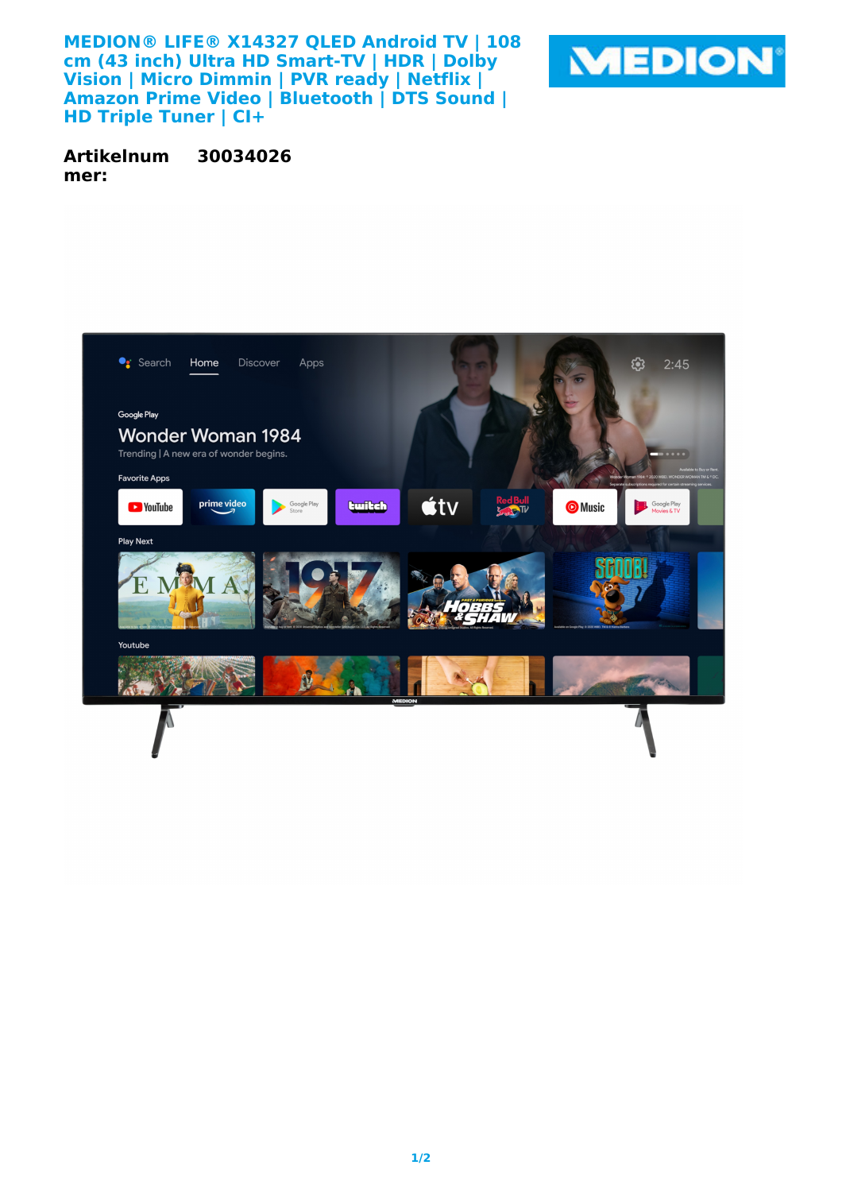# MEDION® LIFE® X14327 QLED Android TV | 108 cm (43 inch) Ultra HD Smart-TV | HDR | Dolby Vision | Micro Dimmin | PVR ready | Netflix | Amazon Prime Video | Bluetooth | DTS Sound | HD Triple Tuner | CI+

**Artikelnummer:** **30034026**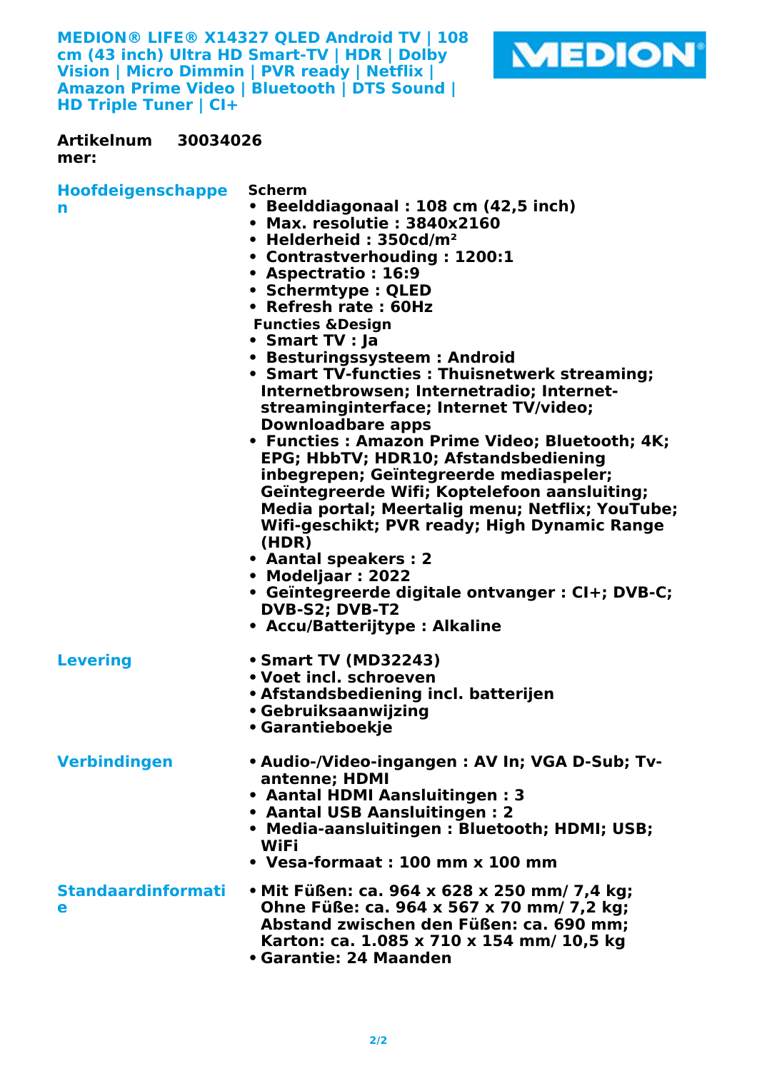# MEDION® LIFE® X14327 QLED Android TV | 108 cm (43 inch) Ultra HD Smart-TV | HDR | Dolby Vision | Micro Dimmin | PVR ready | Netflix | Amazon Prime Video | Bluetooth | DTS Sound | HD Triple Tuner | CI+

MEDION

**Artikelnummer:** 30034026

## Hoofdeigenschappen

**Scherm**

- **Beelddiagonaal : 108 cm (42,5 inch)**
- **Max. resolutie : 3840x2160**
- **Helderheid : 350cd/m²**
- **Contrastverhouding : 1200:1**
- **Aspectratio : 16:9**
- **Schermtype : QLED**
- **Refresh rate : 60Hz**

**Functies &Design**

- **Smart TV : Ja**
- **Besturingssysteem : Android**
- **Smart TV-functies : Thuisnetwerk streaming; Internetbrowsen; Internetradio; Internet-streaminginterface; Internet TV/video; Downloadbare apps**
- **Functies : Amazon Prime Video; Bluetooth; 4K; EPG; HbbTV; HDR10; Afstandsbediening inbegrepen; Geïntegreerde mediaspeler; Geïntegreerde Wifi; Koptelefoon aansluiting; Media portal; Meertalig menu; Netflix; YouTube; Wifi-geschikt; PVR ready; High Dynamic Range (HDR)**
- **Aantal speakers : 2**
- **Modeljaar : 2022**
- **Geïntegreerde digitale ontvanger : CI+; DVB-C; DVB-S2; DVB-T2**
- **Accu/Batterijtype : Alkaline**

## Levering

- **Smart TV (MD32243)**
- **Voet incl. schroeven**
- **Afstandsbediening incl. batterijen**
- **Gebruiksaanwijzing**
- **Garantieboekje**

## Verbindingen

- **Audio-/Video-ingangen : AV In; VGA D-Sub; Tv-antenne; HDMI**
- **Aantal HDMI Aansluitingen : 3**
- **Aantal USB Aansluitingen : 2**
- **Media-aansluitingen : Bluetooth; HDMI; USB; WiFi**
- **Vesa-formaat : 100 mm x 100 mm**

## Standaardinformatie

- **Mit Füßen: ca. 964 x 628 x 250 mm/ 7,4 kg; Ohne Füße: ca. 964 x 567 x 70 mm/ 7,2 kg; Abstand zwischen den Füßen: ca. 690 mm; Karton: ca. 1.085 x 710 x 154 mm/ 10,5 kg**
- **Garantie: 24 Maanden**